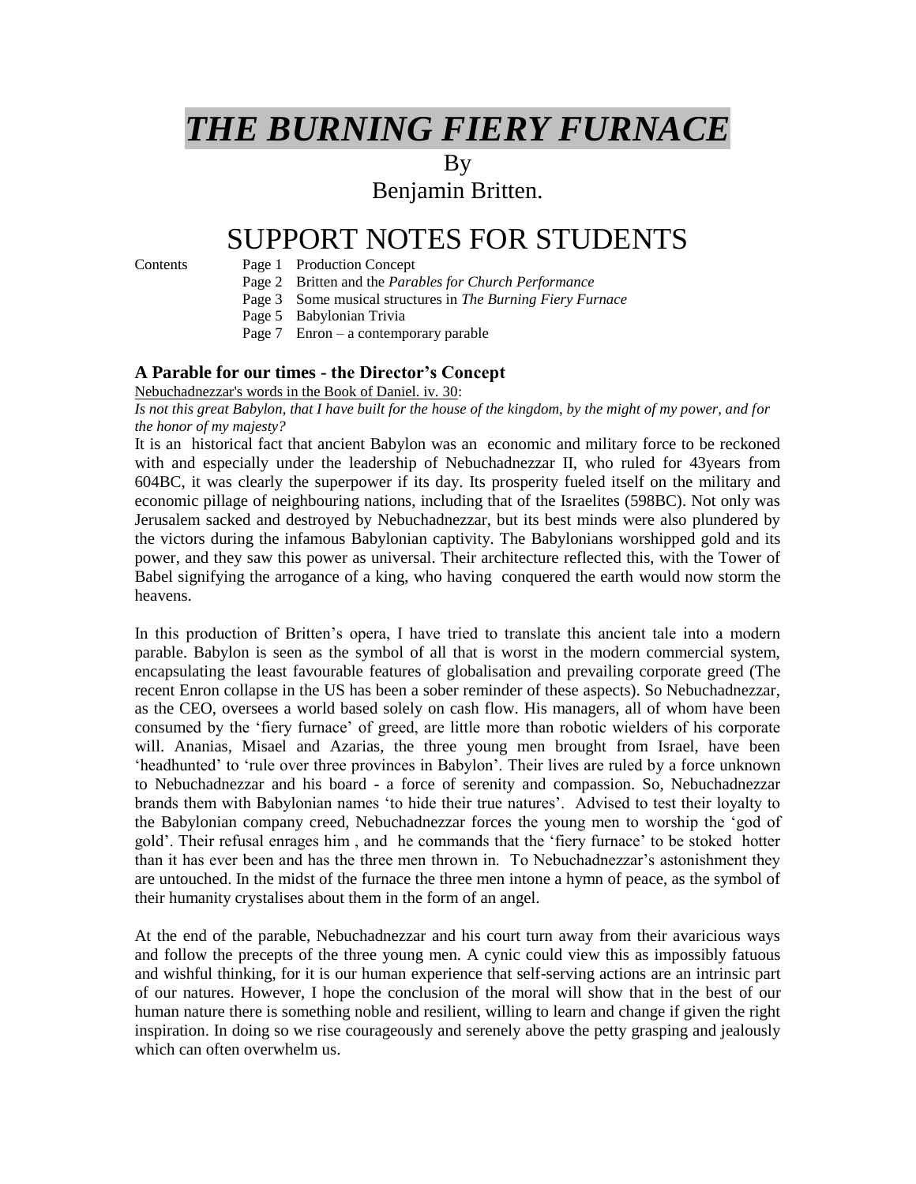# *THE BURNING FIERY FURNACE*

By

Benjamin Britten.

# SUPPORT NOTES FOR STUDENTS

Contents
- Page 1 Production Concept
- Page 2 Britten and the *Parables for Church Performance*
- Page 3 Some musical structures in *The Burning Fiery Furnace*
- Page 5 Babylonian Trivia
- Page 7 Enron – a contemporary parable

### A Parable for our times - the Director's Concept

Nebuchadnezzar's words in the Book of Daniel. iv. 30:

*Is not this great Babylon, that I have built for the house of the kingdom, by the might of my power, and for the honor of my majesty?*

It is an historical fact that ancient Babylon was an economic and military force to be reckoned with and especially under the leadership of Nebuchadnezzar II, who ruled for 43years from 604BC, it was clearly the superpower if its day. Its prosperity fueled itself on the military and economic pillage of neighbouring nations, including that of the Israelites (598BC). Not only was Jerusalem sacked and destroyed by Nebuchadnezzar, but its best minds were also plundered by the victors during the infamous Babylonian captivity. The Babylonians worshipped gold and its power, and they saw this power as universal. Their architecture reflected this, with the Tower of Babel signifying the arrogance of a king, who having conquered the earth would now storm the heavens.

In this production of Britten's opera, I have tried to translate this ancient tale into a modern parable. Babylon is seen as the symbol of all that is worst in the modern commercial system, encapsulating the least favourable features of globalisation and prevailing corporate greed (The recent Enron collapse in the US has been a sober reminder of these aspects). So Nebuchadnezzar, as the CEO, oversees a world based solely on cash flow. His managers, all of whom have been consumed by the 'fiery furnace' of greed, are little more than robotic wielders of his corporate will. Ananias, Misael and Azarias, the three young men brought from Israel, have been 'headhunted' to 'rule over three provinces in Babylon'. Their lives are ruled by a force unknown to Nebuchadnezzar and his board - a force of serenity and compassion. So, Nebuchadnezzar brands them with Babylonian names 'to hide their true natures'. Advised to test their loyalty to the Babylonian company creed, Nebuchadnezzar forces the young men to worship the 'god of gold'. Their refusal enrages him , and he commands that the 'fiery furnace' to be stoked hotter than it has ever been and has the three men thrown in. To Nebuchadnezzar's astonishment they are untouched. In the midst of the furnace the three men intone a hymn of peace, as the symbol of their humanity crystalises about them in the form of an angel.

At the end of the parable, Nebuchadnezzar and his court turn away from their avaricious ways and follow the precepts of the three young men. A cynic could view this as impossibly fatuous and wishful thinking, for it is our human experience that self-serving actions are an intrinsic part of our natures. However, I hope the conclusion of the moral will show that in the best of our human nature there is something noble and resilient, willing to learn and change if given the right inspiration. In doing so we rise courageously and serenely above the petty grasping and jealously which can often overwhelm us.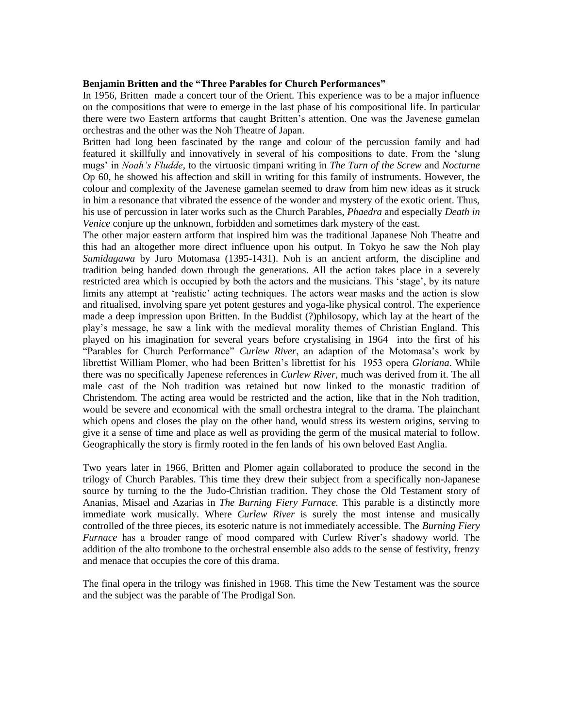**Benjamin Britten and the "Three Parables for Church Performances"**

In 1956, Britten made a concert tour of the Orient. This experience was to be a major influence on the compositions that were to emerge in the last phase of his compositional life. In particular there were two Eastern artforms that caught Britten's attention. One was the Javenese gamelan orchestras and the other was the Noh Theatre of Japan.

Britten had long been fascinated by the range and colour of the percussion family and had featured it skillfully and innovatively in several of his compositions to date. From the 'slung mugs' in *Noah's Fludde*, to the virtuosic timpani writing in *The Turn of the Screw* and *Nocturne* Op 60, he showed his affection and skill in writing for this family of instruments. However, the colour and complexity of the Javenese gamelan seemed to draw from him new ideas as it struck in him a resonance that vibrated the essence of the wonder and mystery of the exotic orient. Thus, his use of percussion in later works such as the Church Parables, *Phaedra* and especially *Death in Venice* conjure up the unknown, forbidden and sometimes dark mystery of the east.

The other major eastern artform that inspired him was the traditional Japanese Noh Theatre and this had an altogether more direct influence upon his output. In Tokyo he saw the Noh play *Sumidagawa* by Juro Motomasa (1395-1431). Noh is an ancient artform, the discipline and tradition being handed down through the generations. All the action takes place in a severely restricted area which is occupied by both the actors and the musicians. This 'stage', by its nature limits any attempt at 'realistic' acting techniques. The actors wear masks and the action is slow and ritualised, involving spare yet potent gestures and yoga-like physical control. The experience made a deep impression upon Britten. In the Buddist (?)philosopy, which lay at the heart of the play's message, he saw a link with the medieval morality themes of Christian England. This played on his imagination for several years before crystalising in 1964 into the first of his "Parables for Church Performance" *Curlew River*, an adaption of the Motomasa's work by librettist William Plomer, who had been Britten's librettist for his 1953 opera *Gloriana*. While there was no specifically Japenese references in *Curlew River*, much was derived from it. The all male cast of the Noh tradition was retained but now linked to the monastic tradition of Christendom. The acting area would be restricted and the action, like that in the Noh tradition, would be severe and economical with the small orchestra integral to the drama. The plainchant which opens and closes the play on the other hand, would stress its western origins, serving to give it a sense of time and place as well as providing the germ of the musical material to follow. Geographically the story is firmly rooted in the fen lands of his own beloved East Anglia.

Two years later in 1966, Britten and Plomer again collaborated to produce the second in the trilogy of Church Parables. This time they drew their subject from a specifically non-Japanese source by turning to the the Judo-Christian tradition. They chose the Old Testament story of Ananias, Misael and Azarias in *The Burning Fiery Furnace.* This parable is a distinctly more immediate work musically. Where *Curlew River* is surely the most intense and musically controlled of the three pieces, its esoteric nature is not immediately accessible. The *Burning Fiery Furnace* has a broader range of mood compared with Curlew River's shadowy world. The addition of the alto trombone to the orchestral ensemble also adds to the sense of festivity, frenzy and menace that occupies the core of this drama.

The final opera in the trilogy was finished in 1968. This time the New Testament was the source and the subject was the parable of The Prodigal Son.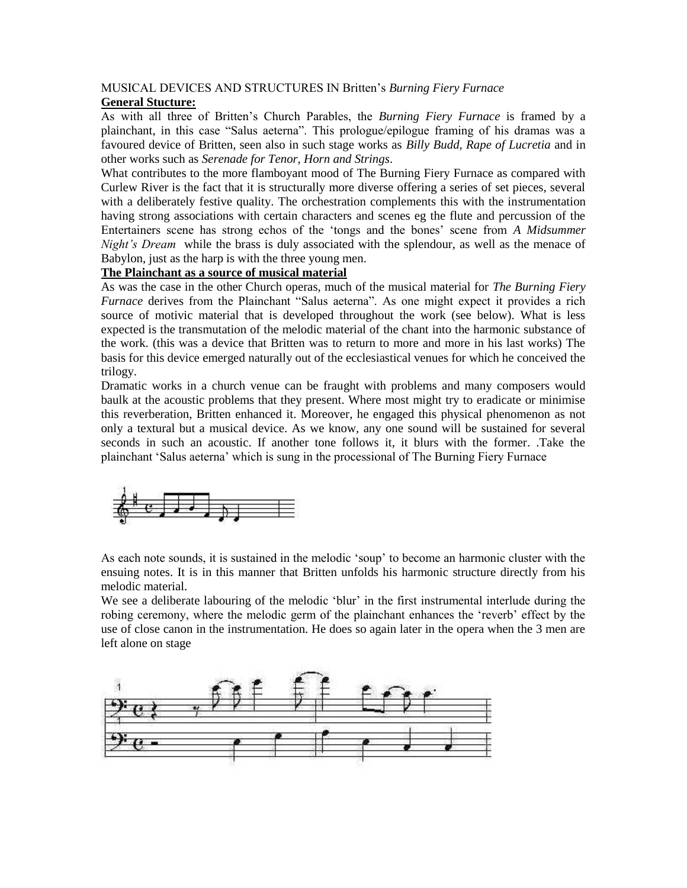MUSICAL DEVICES AND STRUCTURES IN Britten's *Burning Fiery Furnace*

**General Stucture:**

As with all three of Britten's Church Parables, the *Burning Fiery Furnace* is framed by a plainchant, in this case "Salus aeterna". This prologue/epilogue framing of his dramas was a favoured device of Britten, seen also in such stage works as *Billy Budd, Rape of Lucretia* and in other works such as *Serenade for Tenor, Horn and Strings*.

What contributes to the more flamboyant mood of The Burning Fiery Furnace as compared with Curlew River is the fact that it is structurally more diverse offering a series of set pieces, several with a deliberately festive quality. The orchestration complements this with the instrumentation having strong associations with certain characters and scenes eg the flute and percussion of the Entertainers scene has strong echos of the 'tongs and the bones' scene from *A Midsummer Night's Dream* while the brass is duly associated with the splendour, as well as the menace of Babylon, just as the harp is with the three young men.

**The Plainchant as a source of musical material**

As was the case in the other Church operas, much of the musical material for *The Burning Fiery Furnace* derives from the Plainchant "Salus aeterna". As one might expect it provides a rich source of motivic material that is developed throughout the work (see below). What is less expected is the transmutation of the melodic material of the chant into the harmonic substance of the work. (this was a device that Britten was to return to more and more in his last works) The basis for this device emerged naturally out of the ecclesiastical venues for which he conceived the trilogy.

Dramatic works in a church venue can be fraught with problems and many composers would baulk at the acoustic problems that they present. Where most might try to eradicate or minimise this reverberation, Britten enhanced it. Moreover, he engaged this physical phenomenon as not only a textural but a musical device. As we know, any one sound will be sustained for several seconds in such an acoustic. If another tone follows it, it blurs with the former. .Take the plainchant 'Salus aeterna' which is sung in the processional of The Burning Fiery Furnace

As each note sounds, it is sustained in the melodic 'soup' to become an harmonic cluster with the ensuing notes. It is in this manner that Britten unfolds his harmonic structure directly from his melodic material.

We see a deliberate labouring of the melodic 'blur' in the first instrumental interlude during the robing ceremony, where the melodic germ of the plainchant enhances the 'reverb' effect by the use of close canon in the instrumentation. He does so again later in the opera when the 3 men are left alone on stage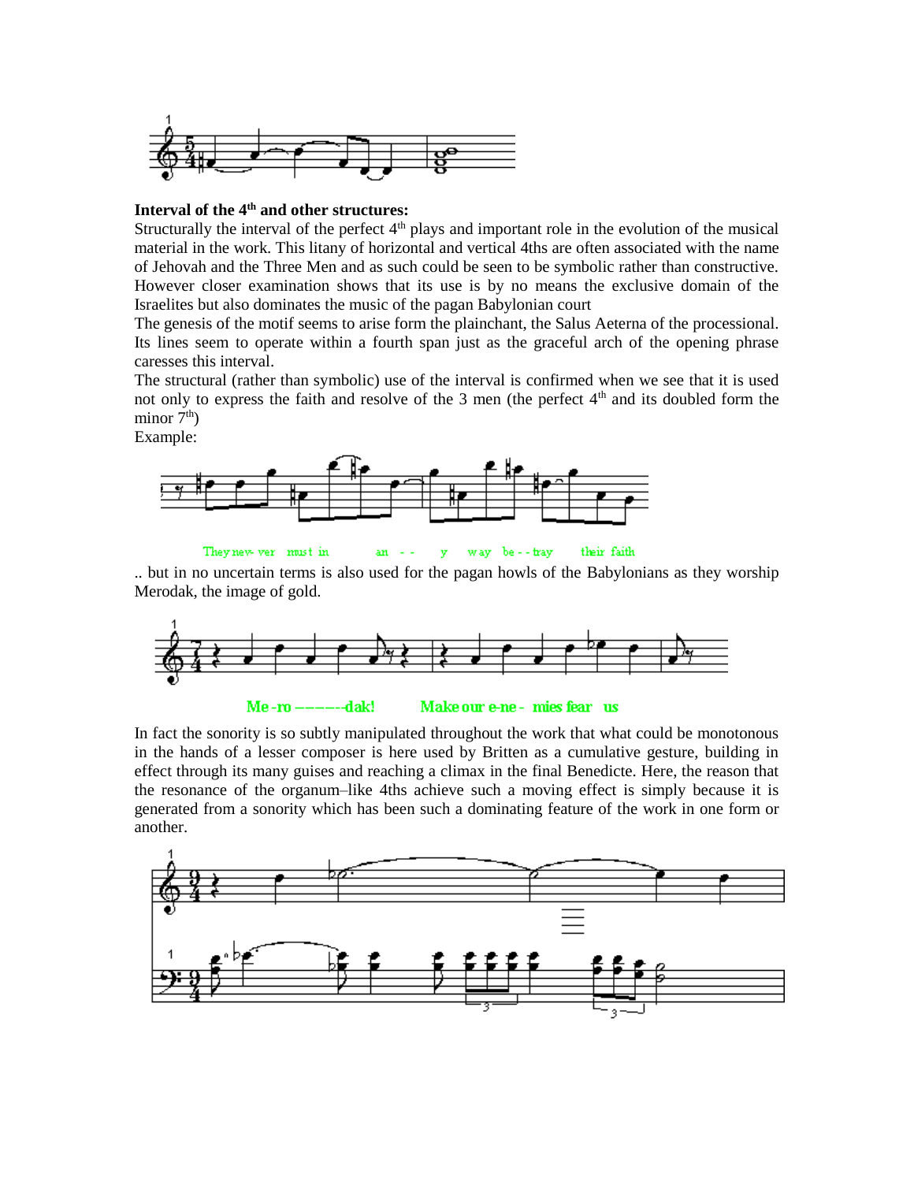**Interval of the 4th and other structures:**

Structurally the interval of the perfect 4th plays and important role in the evolution of the musical material in the work. This litany of horizontal and vertical 4ths are often associated with the name of Jehovah and the Three Men and as such could be seen to be symbolic rather than constructive. However closer examination shows that its use is by no means the exclusive domain of the Israelites but also dominates the music of the pagan Babylonian court

The genesis of the motif seems to arise form the plainchant, the Salus Aeterna of the processional. Its lines seem to operate within a fourth span just as the graceful arch of the opening phrase caresses this interval.

The structural (rather than symbolic) use of the interval is confirmed when we see that it is used not only to express the faith and resolve of the 3 men (the perfect 4th and its doubled form the minor 7th)

Example:

They nev- ver must in an - - y way be - - tray their faith

.. but in no uncertain terms is also used for the pagan howls of the Babylonians as they worship Merodak, the image of gold.

Me -ro --------dak! Make our e-ne - mies fear us

In fact the sonority is so subtly manipulated throughout the work that what could be monotonous in the hands of a lesser composer is here used by Britten as a cumulative gesture, building in effect through its many guises and reaching a climax in the final Benedicte. Here, the reason that the resonance of the organum–like 4ths achieve such a moving effect is simply because it is generated from a sonority which has been such a dominating feature of the work in one form or another.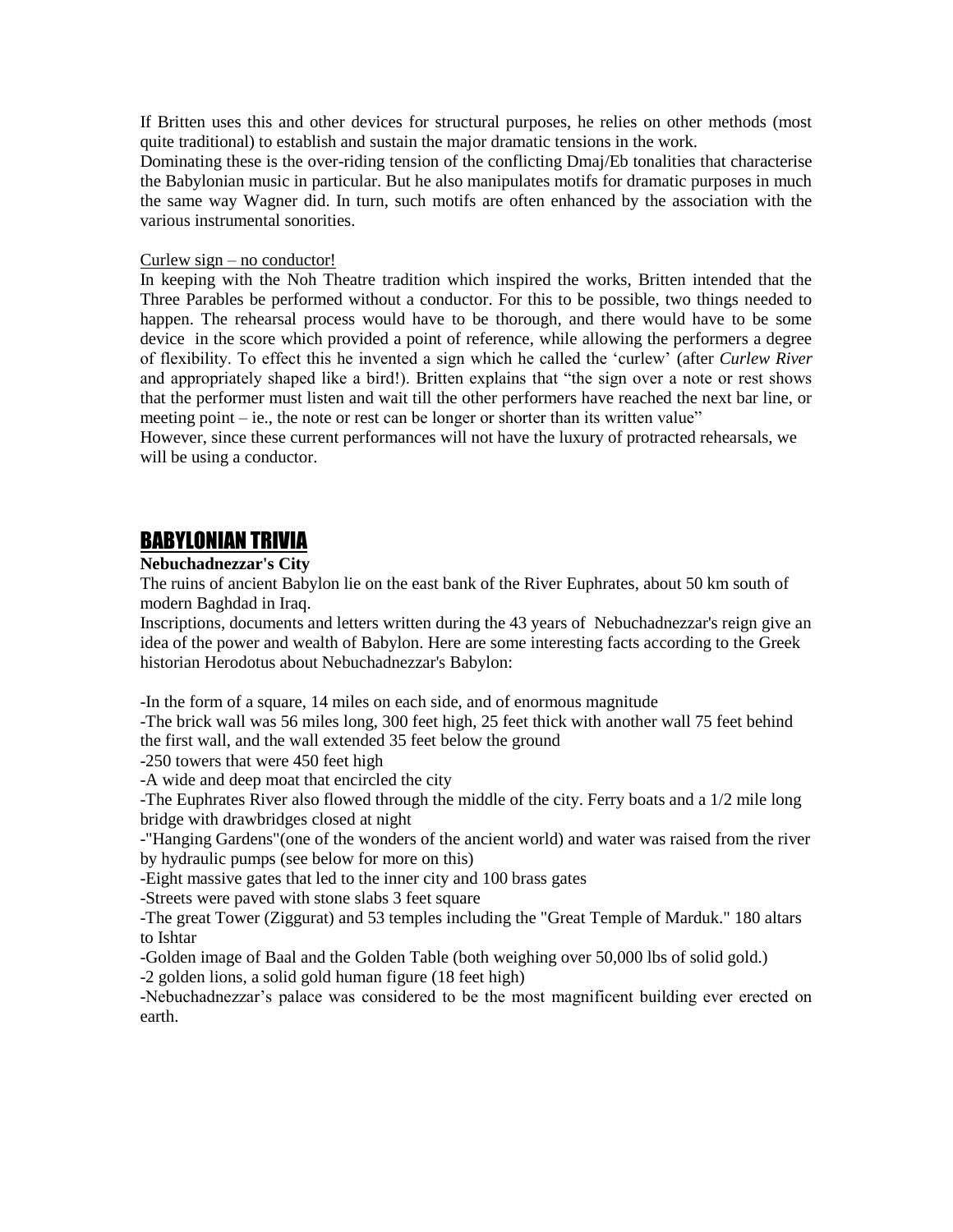If Britten uses this and other devices for structural purposes, he relies on other methods (most quite traditional) to establish and sustain the major dramatic tensions in the work.
Dominating these is the over-riding tension of the conflicting Dmaj/Eb tonalities that characterise the Babylonian music in particular. But he also manipulates motifs for dramatic purposes in much the same way Wagner did. In turn, such motifs are often enhanced by the association with the various instrumental sonorities.

<u>Curlew sign – no conductor!</u>
In keeping with the Noh Theatre tradition which inspired the works, Britten intended that the Three Parables be performed without a conductor. For this to be possible, two things needed to happen. The rehearsal process would have to be thorough, and there would have to be some device in the score which provided a point of reference, while allowing the performers a degree of flexibility. To effect this he invented a sign which he called the 'curlew' (after *Curlew River* and appropriately shaped like a bird!). Britten explains that "the sign over a note or rest shows that the performer must listen and wait till the other performers have reached the next bar line, or meeting point – ie., the note or rest can be longer or shorter than its written value"
However, since these current performances will not have the luxury of protracted rehearsals, we will be using a conductor.

## BABYLONIAN TRIVIA

**Nebuchadnezzar's City**
The ruins of ancient Babylon lie on the east bank of the River Euphrates, about 50 km south of modern Baghdad in Iraq.
Inscriptions, documents and letters written during the 43 years of Nebuchadnezzar's reign give an idea of the power and wealth of Babylon. Here are some interesting facts according to the Greek historian Herodotus about Nebuchadnezzar's Babylon:

-In the form of a square, 14 miles on each side, and of enormous magnitude
-The brick wall was 56 miles long, 300 feet high, 25 feet thick with another wall 75 feet behind the first wall, and the wall extended 35 feet below the ground
-250 towers that were 450 feet high
-A wide and deep moat that encircled the city
-The Euphrates River also flowed through the middle of the city. Ferry boats and a 1/2 mile long bridge with drawbridges closed at night
-"Hanging Gardens"(one of the wonders of the ancient world) and water was raised from the river by hydraulic pumps (see below for more on this)
-Eight massive gates that led to the inner city and 100 brass gates
-Streets were paved with stone slabs 3 feet square
-The great Tower (Ziggurat) and 53 temples including the "Great Temple of Marduk." 180 altars to Ishtar
-Golden image of Baal and the Golden Table (both weighing over 50,000 lbs of solid gold.)
-2 golden lions, a solid gold human figure (18 feet high)
-Nebuchadnezzar's palace was considered to be the most magnificent building ever erected on earth.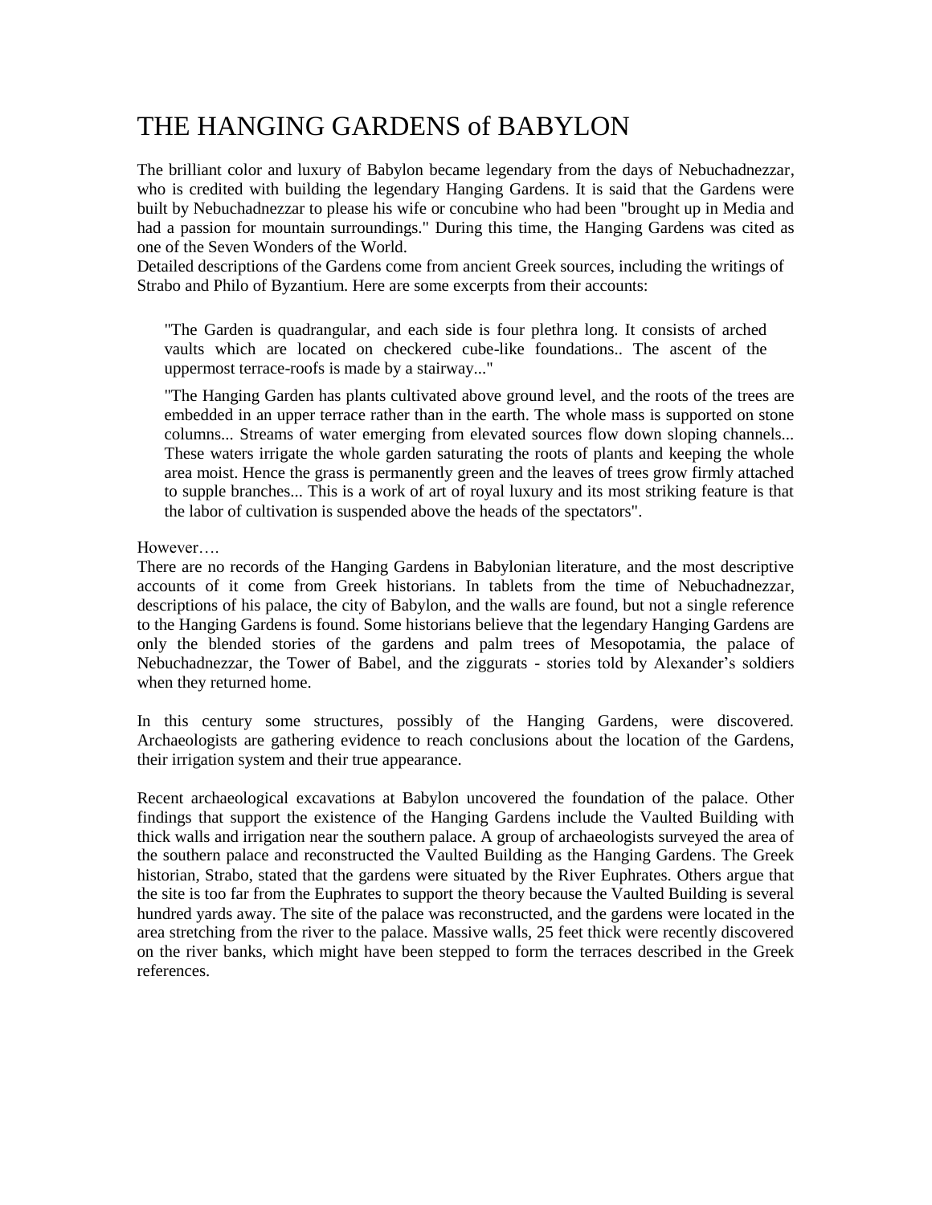# THE HANGING GARDENS of BABYLON

The brilliant color and luxury of Babylon became legendary from the days of Nebuchadnezzar, who is credited with building the legendary Hanging Gardens. It is said that the Gardens were built by Nebuchadnezzar to please his wife or concubine who had been "brought up in Media and had a passion for mountain surroundings." During this time, the Hanging Gardens was cited as one of the Seven Wonders of the World.

Detailed descriptions of the Gardens come from ancient Greek sources, including the writings of Strabo and Philo of Byzantium. Here are some excerpts from their accounts:

> "The Garden is quadrangular, and each side is four plethra long. It consists of arched vaults which are located on checkered cube-like foundations.. The ascent of the uppermost terrace-roofs is made by a stairway..."
>
> "The Hanging Garden has plants cultivated above ground level, and the roots of the trees are embedded in an upper terrace rather than in the earth. The whole mass is supported on stone columns... Streams of water emerging from elevated sources flow down sloping channels... These waters irrigate the whole garden saturating the roots of plants and keeping the whole area moist. Hence the grass is permanently green and the leaves of trees grow firmly attached to supple branches... This is a work of art of royal luxury and its most striking feature is that the labor of cultivation is suspended above the heads of the spectators".

However….

There are no records of the Hanging Gardens in Babylonian literature, and the most descriptive accounts of it come from Greek historians. In tablets from the time of Nebuchadnezzar, descriptions of his palace, the city of Babylon, and the walls are found, but not a single reference to the Hanging Gardens is found. Some historians believe that the legendary Hanging Gardens are only the blended stories of the gardens and palm trees of Mesopotamia, the palace of Nebuchadnezzar, the Tower of Babel, and the ziggurats - stories told by Alexander's soldiers when they returned home.

In this century some structures, possibly of the Hanging Gardens, were discovered. Archaeologists are gathering evidence to reach conclusions about the location of the Gardens, their irrigation system and their true appearance.

Recent archaeological excavations at Babylon uncovered the foundation of the palace. Other findings that support the existence of the Hanging Gardens include the Vaulted Building with thick walls and irrigation near the southern palace. A group of archaeologists surveyed the area of the southern palace and reconstructed the Vaulted Building as the Hanging Gardens. The Greek historian, Strabo, stated that the gardens were situated by the River Euphrates. Others argue that the site is too far from the Euphrates to support the theory because the Vaulted Building is several hundred yards away. The site of the palace was reconstructed, and the gardens were located in the area stretching from the river to the palace. Massive walls, 25 feet thick were recently discovered on the river banks, which might have been stepped to form the terraces described in the Greek references.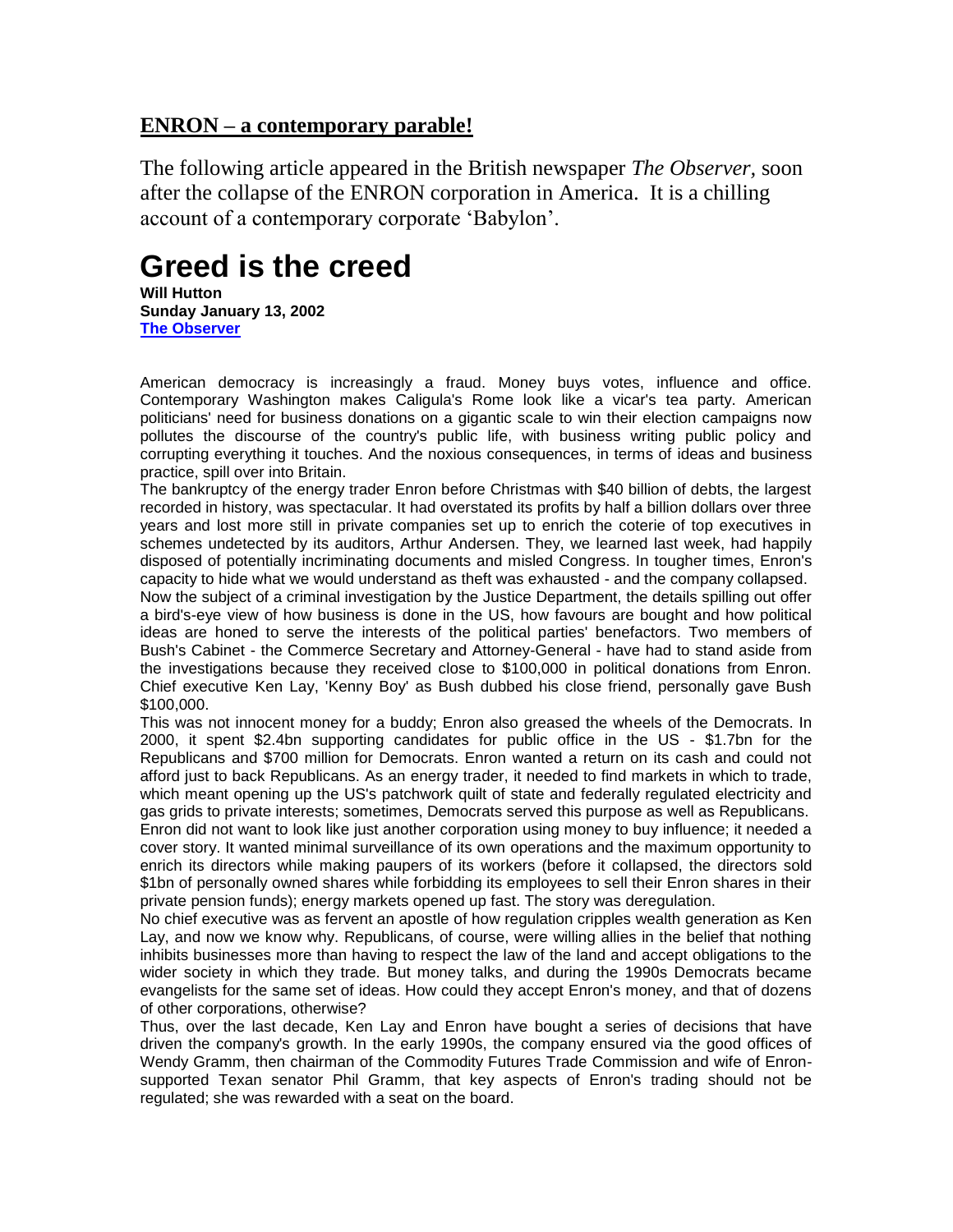## ENRON – a contemporary parable!

The following article appeared in the British newspaper *The Observer,* soon after the collapse of the ENRON corporation in America. It is a chilling account of a contemporary corporate 'Babylon'.

# Greed is the creed

**Will Hutton**
**Sunday January 13, 2002**
**The Observer**

American democracy is increasingly a fraud. Money buys votes, influence and office. Contemporary Washington makes Caligula's Rome look like a vicar's tea party. American politicians' need for business donations on a gigantic scale to win their election campaigns now pollutes the discourse of the country's public life, with business writing public policy and corrupting everything it touches. And the noxious consequences, in terms of ideas and business practice, spill over into Britain.

The bankruptcy of the energy trader Enron before Christmas with $40 billion of debts, the largest recorded in history, was spectacular. It had overstated its profits by half a billion dollars over three years and lost more still in private companies set up to enrich the coterie of top executives in schemes undetected by its auditors, Arthur Andersen. They, we learned last week, had happily disposed of potentially incriminating documents and misled Congress. In tougher times, Enron's capacity to hide what we would understand as theft was exhausted - and the company collapsed.

Now the subject of a criminal investigation by the Justice Department, the details spilling out offer a bird's-eye view of how business is done in the US, how favours are bought and how political ideas are honed to serve the interests of the political parties' benefactors. Two members of Bush's Cabinet - the Commerce Secretary and Attorney-General - have had to stand aside from the investigations because they received close to $100,000 in political donations from Enron. Chief executive Ken Lay, 'Kenny Boy' as Bush dubbed his close friend, personally gave Bush $100,000.

This was not innocent money for a buddy; Enron also greased the wheels of the Democrats. In 2000, it spent $2.4bn supporting candidates for public office in the US - $1.7bn for the Republicans and $700 million for Democrats. Enron wanted a return on its cash and could not afford just to back Republicans. As an energy trader, it needed to find markets in which to trade, which meant opening up the US's patchwork quilt of state and federally regulated electricity and gas grids to private interests; sometimes, Democrats served this purpose as well as Republicans.

Enron did not want to look like just another corporation using money to buy influence; it needed a cover story. It wanted minimal surveillance of its own operations and the maximum opportunity to enrich its directors while making paupers of its workers (before it collapsed, the directors sold $1bn of personally owned shares while forbidding its employees to sell their Enron shares in their private pension funds); energy markets opened up fast. The story was deregulation.

No chief executive was as fervent an apostle of how regulation cripples wealth generation as Ken Lay, and now we know why. Republicans, of course, were willing allies in the belief that nothing inhibits businesses more than having to respect the law of the land and accept obligations to the wider society in which they trade. But money talks, and during the 1990s Democrats became evangelists for the same set of ideas. How could they accept Enron's money, and that of dozens of other corporations, otherwise?

Thus, over the last decade, Ken Lay and Enron have bought a series of decisions that have driven the company's growth. In the early 1990s, the company ensured via the good offices of Wendy Gramm, then chairman of the Commodity Futures Trade Commission and wife of Enron-supported Texan senator Phil Gramm, that key aspects of Enron's trading should not be regulated; she was rewarded with a seat on the board.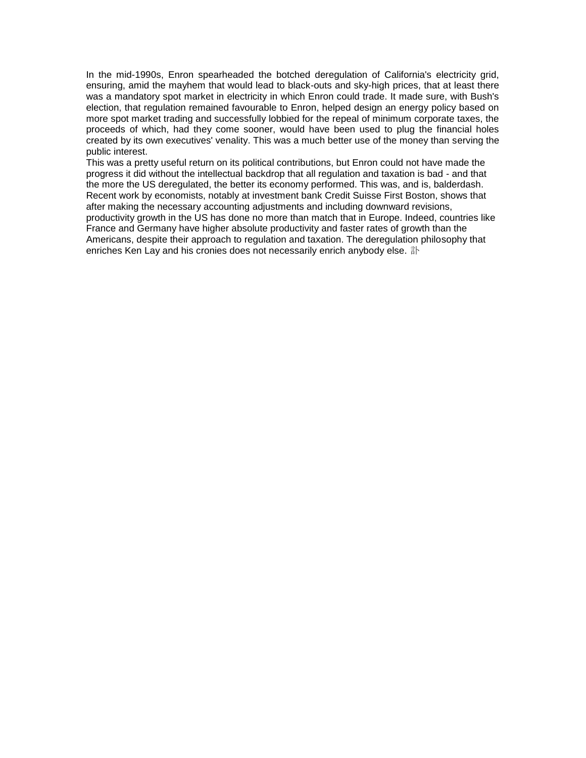In the mid-1990s, Enron spearheaded the botched deregulation of California's electricity grid, ensuring, amid the mayhem that would lead to black-outs and sky-high prices, that at least there was a mandatory spot market in electricity in which Enron could trade. It made sure, with Bush's election, that regulation remained favourable to Enron, helped design an energy policy based on more spot market trading and successfully lobbied for the repeal of minimum corporate taxes, the proceeds of which, had they come sooner, would have been used to plug the financial holes created by its own executives' venality. This was a much better use of the money than serving the public interest.

This was a pretty useful return on its political contributions, but Enron could not have made the progress it did without the intellectual backdrop that all regulation and taxation is bad - and that the more the US deregulated, the better its economy performed. This was, and is, balderdash. Recent work by economists, notably at investment bank Credit Suisse First Boston, shows that after making the necessary accounting adjustments and including downward revisions, productivity growth in the US has done no more than match that in Europe. Indeed, countries like France and Germany have higher absolute productivity and faster rates of growth than the Americans, despite their approach to regulation and taxation. The deregulation philosophy that enriches Ken Lay and his cronies does not necessarily enrich anybody else. 訃